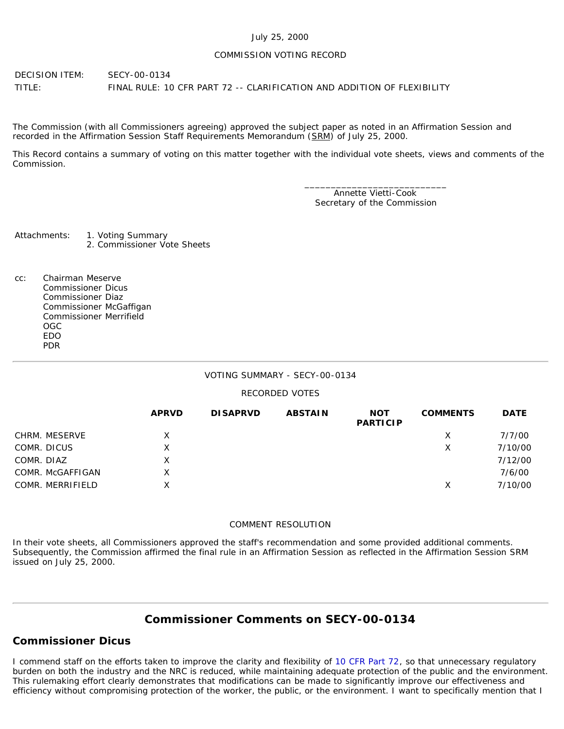July 25, 2000

COMMISSION VOTING RECORD

DECISION ITEM: SECY-00-0134

TITLE: FINAL RULE: 10 CFR PART 72 -- CLARIFICATION AND ADDITION OF FLEXIBILITY

The Commission (with all Commissioners agreeing) approved the subject paper as noted in an Affirmation Session and recorded in the Affirmation Session Staff Requirements Memorandum (SRM) of July 25, 2000.

This Record contains a summary of voting on this matter together with the individual vote sheets, views and comments of the Commission.

\_\_\_\_\_\_\_\_\_\_\_\_\_\_\_\_\_\_\_\_\_\_\_\_\_\_\_\_

Annette Vietti-Cook
Secretary of the Commission

Attachments:
1. Voting Summary
2. Commissioner Vote Sheets

cc:
Chairman Meserve
Commissioner Dicus
Commissioner Diaz
Commissioner McGaffigan
Commissioner Merrifield
OGC
EDO
PDR

---

VOTING SUMMARY - SECY-00-0134

RECORDED VOTES

| | APRVD | DISAPRVD | ABSTAIN | NOT PARTICIP | COMMENTS | DATE |
|---|---|---|---|---|---|---|
| CHRM. MESERVE | X | | | | X | 7/7/00 |
| COMR. DICUS | X | | | | X | 7/10/00 |
| COMR. DIAZ | X | | | | | 7/12/00 |
| COMR. McGAFFIGAN | X | | | | | 7/6/00 |
| COMR. MERRIFIELD | X | | | | X | 7/10/00 |

COMMENT RESOLUTION

In their vote sheets, all Commissioners approved the staff's recommendation and some provided additional comments. Subsequently, the Commission affirmed the final rule in an Affirmation Session as reflected in the Affirmation Session SRM issued on July 25, 2000.

---

## Commissioner Comments on SECY-00-0134

### Commissioner Dicus

I commend staff on the efforts taken to improve the clarity and flexibility of 10 CFR Part 72, so that unnecessary regulatory burden on both the industry and the NRC is reduced, while maintaining adequate protection of the public and the environment. This rulemaking effort clearly demonstrates that modifications can be made to significantly improve our effectiveness and efficiency without compromising protection of the worker, the public, or the environment. I want to specifically mention that I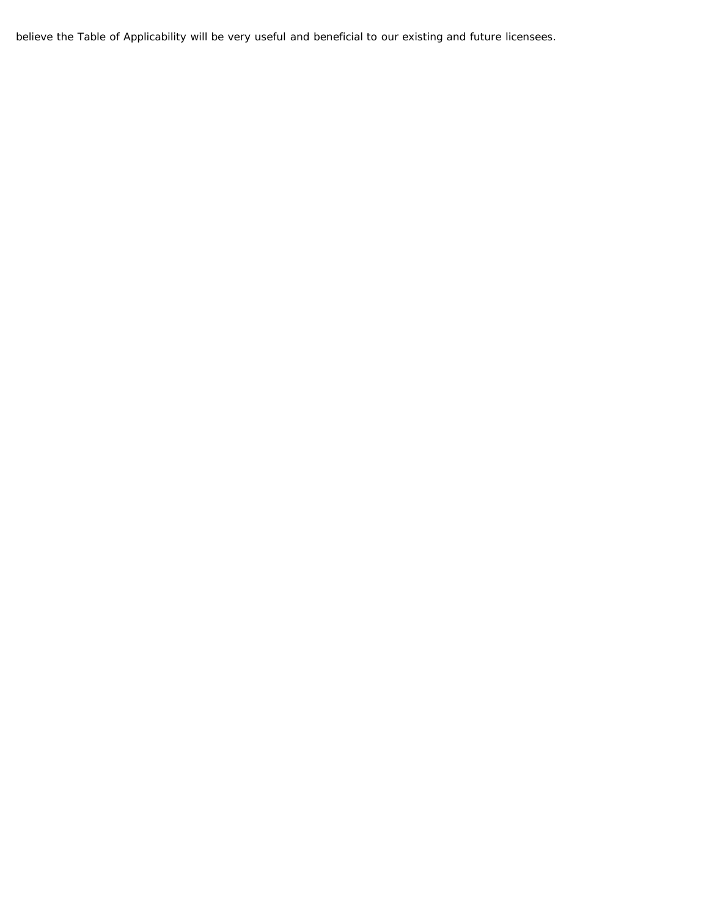believe the Table of Applicability will be very useful and beneficial to our existing and future licensees.